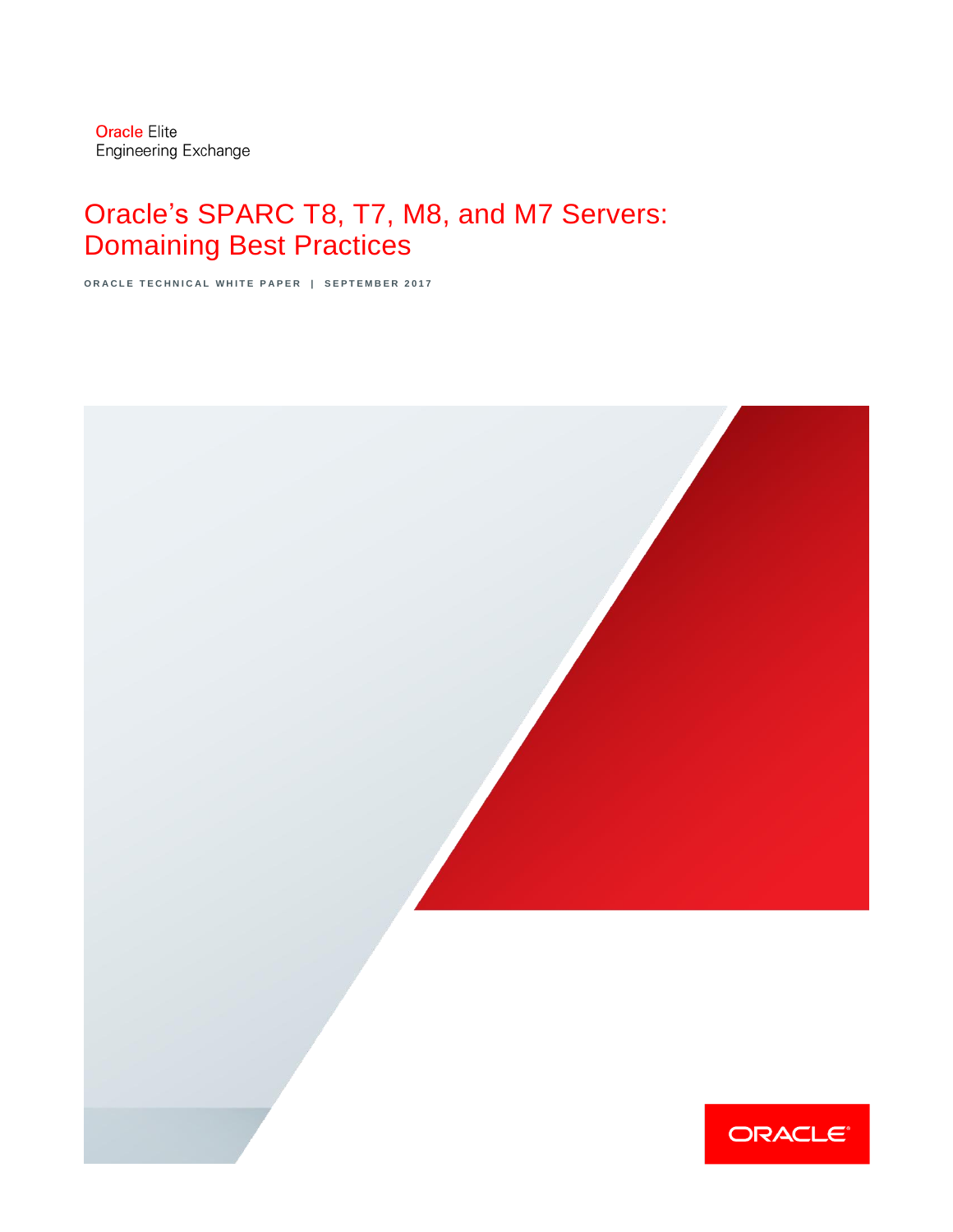Oracle Elite
Engineering Exchange

# Oracle's SPARC T8, T7, M8, and M7 Servers: Domaining Best Practices

ORACLE TECHNICAL WHITE PAPER | SEPTEMBER 2017

ORACLE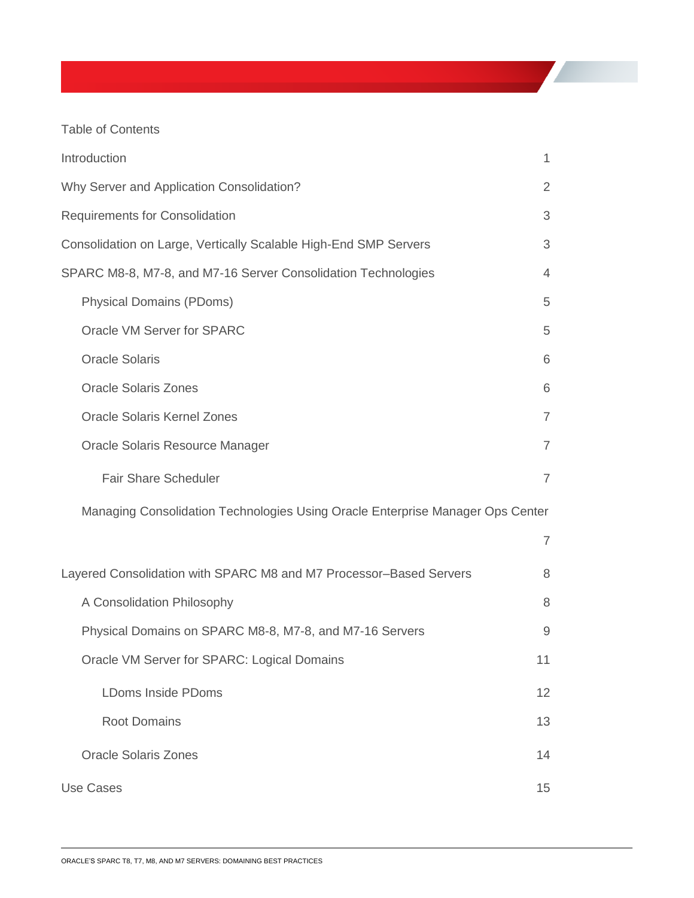Table of Contents

| | |
|---|---|
| Introduction | 1 |
| Why Server and Application Consolidation? | 2 |
| Requirements for Consolidation | 3 |
| Consolidation on Large, Vertically Scalable High-End SMP Servers | 3 |
| SPARC M8-8, M7-8, and M7-16 Server Consolidation Technologies | 4 |
| Physical Domains (PDoms) | 5 |
| Oracle VM Server for SPARC | 5 |
| Oracle Solaris | 6 |
| Oracle Solaris Zones | 6 |
| Oracle Solaris Kernel Zones | 7 |
| Oracle Solaris Resource Manager | 7 |
| Fair Share Scheduler | 7 |
| Managing Consolidation Technologies Using Oracle Enterprise Manager Ops Center | 7 |
| Layered Consolidation with SPARC M8 and M7 Processor–Based Servers | 8 |
| A Consolidation Philosophy | 8 |
| Physical Domains on SPARC M8-8, M7-8, and M7-16 Servers | 9 |
| Oracle VM Server for SPARC: Logical Domains | 11 |
| LDoms Inside PDoms | 12 |
| Root Domains | 13 |
| Oracle Solaris Zones | 14 |
| Use Cases | 15 |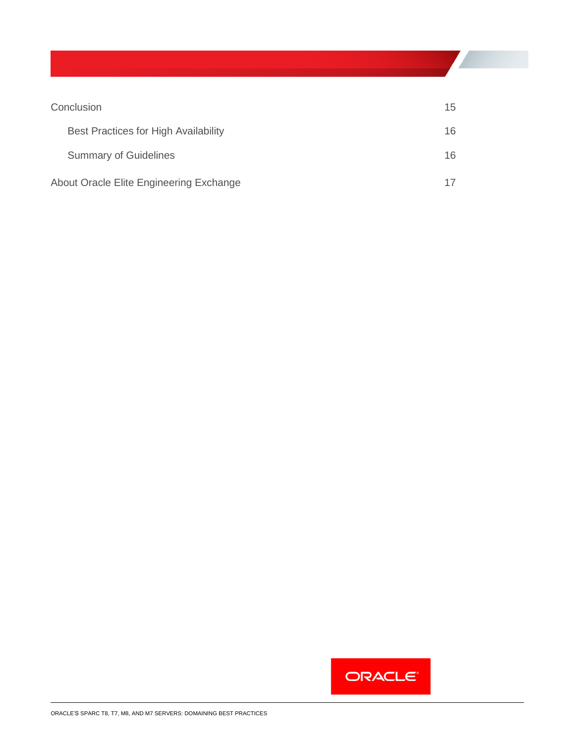| | |
|---|---|
| Conclusion | 15 |
| Best Practices for High Availability | 16 |
| Summary of Guidelines | 16 |
| About Oracle Elite Engineering Exchange | 17 |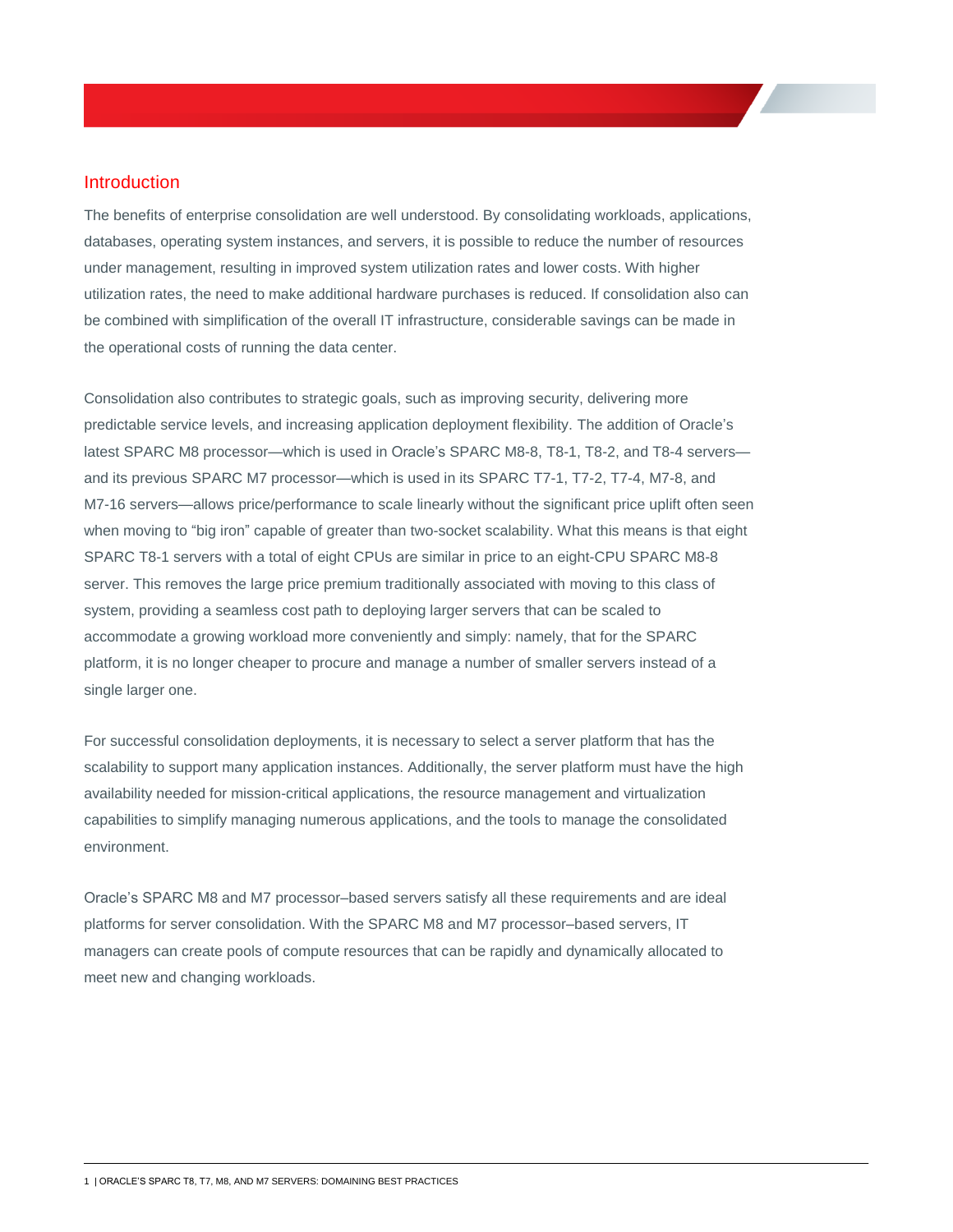## Introduction

The benefits of enterprise consolidation are well understood. By consolidating workloads, applications, databases, operating system instances, and servers, it is possible to reduce the number of resources under management, resulting in improved system utilization rates and lower costs. With higher utilization rates, the need to make additional hardware purchases is reduced. If consolidation also can be combined with simplification of the overall IT infrastructure, considerable savings can be made in the operational costs of running the data center.

Consolidation also contributes to strategic goals, such as improving security, delivering more predictable service levels, and increasing application deployment flexibility. The addition of Oracle's latest SPARC M8 processor—which is used in Oracle's SPARC M8-8, T8-1, T8-2, and T8-4 servers—and its previous SPARC M7 processor—which is used in its SPARC T7-1, T7-2, T7-4, M7-8, and M7-16 servers—allows price/performance to scale linearly without the significant price uplift often seen when moving to "big iron" capable of greater than two-socket scalability. What this means is that eight SPARC T8-1 servers with a total of eight CPUs are similar in price to an eight-CPU SPARC M8-8 server. This removes the large price premium traditionally associated with moving to this class of system, providing a seamless cost path to deploying larger servers that can be scaled to accommodate a growing workload more conveniently and simply: namely, that for the SPARC platform, it is no longer cheaper to procure and manage a number of smaller servers instead of a single larger one.

For successful consolidation deployments, it is necessary to select a server platform that has the scalability to support many application instances. Additionally, the server platform must have the high availability needed for mission-critical applications, the resource management and virtualization capabilities to simplify managing numerous applications, and the tools to manage the consolidated environment.

Oracle's SPARC M8 and M7 processor–based servers satisfy all these requirements and are ideal platforms for server consolidation. With the SPARC M8 and M7 processor–based servers, IT managers can create pools of compute resources that can be rapidly and dynamically allocated to meet new and changing workloads.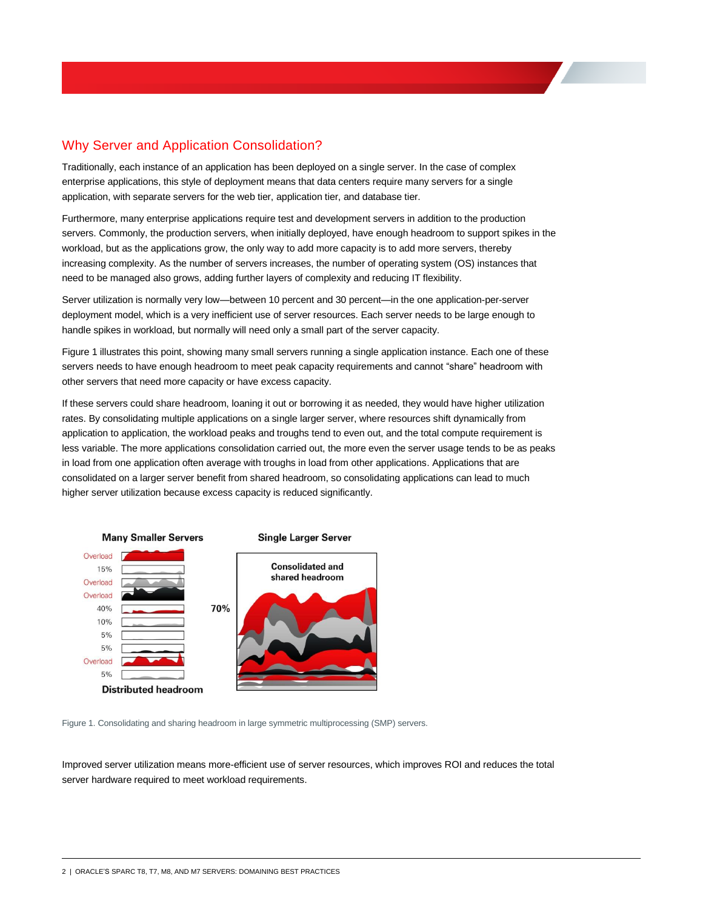## Why Server and Application Consolidation?

Traditionally, each instance of an application has been deployed on a single server. In the case of complex enterprise applications, this style of deployment means that data centers require many servers for a single application, with separate servers for the web tier, application tier, and database tier.

Furthermore, many enterprise applications require test and development servers in addition to the production servers. Commonly, the production servers, when initially deployed, have enough headroom to support spikes in the workload, but as the applications grow, the only way to add more capacity is to add more servers, thereby increasing complexity. As the number of servers increases, the number of operating system (OS) instances that need to be managed also grows, adding further layers of complexity and reducing IT flexibility.

Server utilization is normally very low—between 10 percent and 30 percent—in the one application-per-server deployment model, which is a very inefficient use of server resources. Each server needs to be large enough to handle spikes in workload, but normally will need only a small part of the server capacity.

Figure 1 illustrates this point, showing many small servers running a single application instance. Each one of these servers needs to have enough headroom to meet peak capacity requirements and cannot "share" headroom with other servers that need more capacity or have excess capacity.

If these servers could share headroom, loaning it out or borrowing it as needed, they would have higher utilization rates. By consolidating multiple applications on a single larger server, where resources shift dynamically from application to application, the workload peaks and troughs tend to even out, and the total compute requirement is less variable. The more applications consolidation carried out, the more even the server usage tends to be as peaks in load from one application often average with troughs in load from other applications. Applications that are consolidated on a larger server benefit from shared headroom, so consolidating applications can lead to much higher server utilization because excess capacity is reduced significantly.

Figure 1. Consolidating and sharing headroom in large symmetric multiprocessing (SMP) servers.

Improved server utilization means more-efficient use of server resources, which improves ROI and reduces the total server hardware required to meet workload requirements.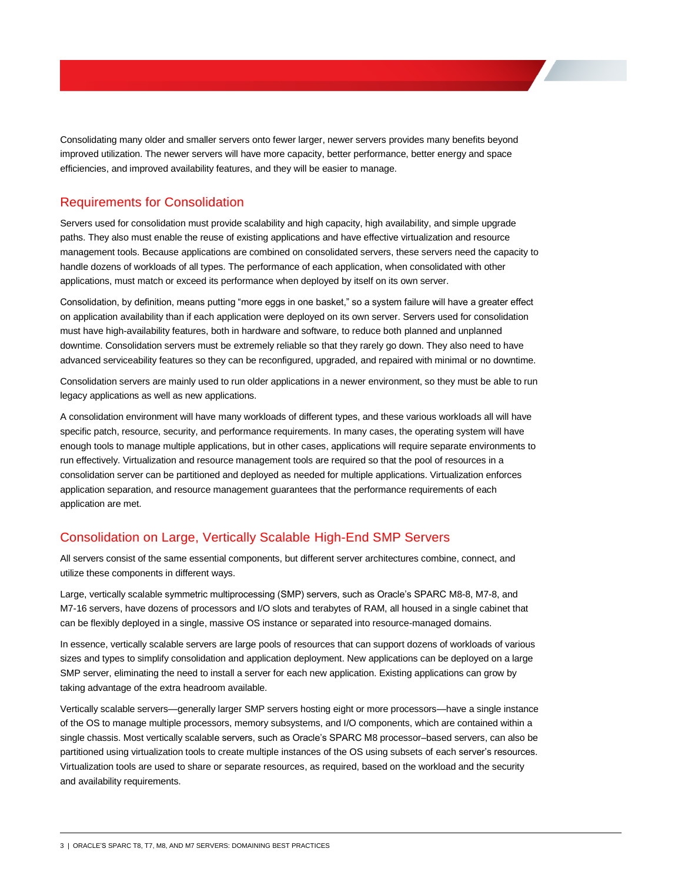Consolidating many older and smaller servers onto fewer larger, newer servers provides many benefits beyond improved utilization. The newer servers will have more capacity, better performance, better energy and space efficiencies, and improved availability features, and they will be easier to manage.

## Requirements for Consolidation

Servers used for consolidation must provide scalability and high capacity, high availability, and simple upgrade paths. They also must enable the reuse of existing applications and have effective virtualization and resource management tools. Because applications are combined on consolidated servers, these servers need the capacity to handle dozens of workloads of all types. The performance of each application, when consolidated with other applications, must match or exceed its performance when deployed by itself on its own server.

Consolidation, by definition, means putting “more eggs in one basket,” so a system failure will have a greater effect on application availability than if each application were deployed on its own server. Servers used for consolidation must have high-availability features, both in hardware and software, to reduce both planned and unplanned downtime. Consolidation servers must be extremely reliable so that they rarely go down. They also need to have advanced serviceability features so they can be reconfigured, upgraded, and repaired with minimal or no downtime.

Consolidation servers are mainly used to run older applications in a newer environment, so they must be able to run legacy applications as well as new applications.

A consolidation environment will have many workloads of different types, and these various workloads all will have specific patch, resource, security, and performance requirements. In many cases, the operating system will have enough tools to manage multiple applications, but in other cases, applications will require separate environments to run effectively. Virtualization and resource management tools are required so that the pool of resources in a consolidation server can be partitioned and deployed as needed for multiple applications. Virtualization enforces application separation, and resource management guarantees that the performance requirements of each application are met.

## Consolidation on Large, Vertically Scalable High-End SMP Servers

All servers consist of the same essential components, but different server architectures combine, connect, and utilize these components in different ways.

Large, vertically scalable symmetric multiprocessing (SMP) servers, such as Oracle’s SPARC M8-8, M7-8, and M7-16 servers, have dozens of processors and I/O slots and terabytes of RAM, all housed in a single cabinet that can be flexibly deployed in a single, massive OS instance or separated into resource-managed domains.

In essence, vertically scalable servers are large pools of resources that can support dozens of workloads of various sizes and types to simplify consolidation and application deployment. New applications can be deployed on a large SMP server, eliminating the need to install a server for each new application. Existing applications can grow by taking advantage of the extra headroom available.

Vertically scalable servers—generally larger SMP servers hosting eight or more processors—have a single instance of the OS to manage multiple processors, memory subsystems, and I/O components, which are contained within a single chassis. Most vertically scalable servers, such as Oracle’s SPARC M8 processor–based servers, can also be partitioned using virtualization tools to create multiple instances of the OS using subsets of each server’s resources. Virtualization tools are used to share or separate resources, as required, based on the workload and the security and availability requirements.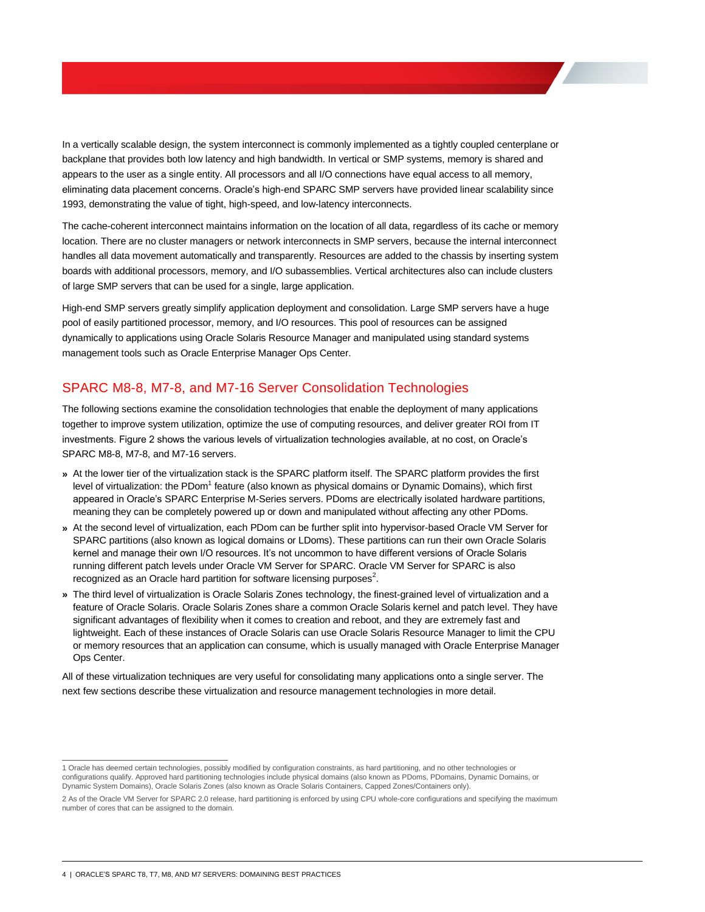In a vertically scalable design, the system interconnect is commonly implemented as a tightly coupled centerplane or backplane that provides both low latency and high bandwidth. In vertical or SMP systems, memory is shared and appears to the user as a single entity. All processors and all I/O connections have equal access to all memory, eliminating data placement concerns. Oracle's high-end SPARC SMP servers have provided linear scalability since 1993, demonstrating the value of tight, high-speed, and low-latency interconnects.

The cache-coherent interconnect maintains information on the location of all data, regardless of its cache or memory location. There are no cluster managers or network interconnects in SMP servers, because the internal interconnect handles all data movement automatically and transparently. Resources are added to the chassis by inserting system boards with additional processors, memory, and I/O subassemblies. Vertical architectures also can include clusters of large SMP servers that can be used for a single, large application.

High-end SMP servers greatly simplify application deployment and consolidation. Large SMP servers have a huge pool of easily partitioned processor, memory, and I/O resources. This pool of resources can be assigned dynamically to applications using Oracle Solaris Resource Manager and manipulated using standard systems management tools such as Oracle Enterprise Manager Ops Center.

## SPARC M8-8, M7-8, and M7-16 Server Consolidation Technologies

The following sections examine the consolidation technologies that enable the deployment of many applications together to improve system utilization, optimize the use of computing resources, and deliver greater ROI from IT investments. Figure 2 shows the various levels of virtualization technologies available, at no cost, on Oracle's SPARC M8-8, M7-8, and M7-16 servers.

- At the lower tier of the virtualization stack is the SPARC platform itself. The SPARC platform provides the first level of virtualization: the PDom[1] feature (also known as physical domains or Dynamic Domains), which first appeared in Oracle's SPARC Enterprise M-Series servers. PDoms are electrically isolated hardware partitions, meaning they can be completely powered up or down and manipulated without affecting any other PDoms.
- At the second level of virtualization, each PDom can be further split into hypervisor-based Oracle VM Server for SPARC partitions (also known as logical domains or LDoms). These partitions can run their own Oracle Solaris kernel and manage their own I/O resources. It's not uncommon to have different versions of Oracle Solaris running different patch levels under Oracle VM Server for SPARC. Oracle VM Server for SPARC is also recognized as an Oracle hard partition for software licensing purposes[2].
- The third level of virtualization is Oracle Solaris Zones technology, the finest-grained level of virtualization and a feature of Oracle Solaris. Oracle Solaris Zones share a common Oracle Solaris kernel and patch level. They have significant advantages of flexibility when it comes to creation and reboot, and they are extremely fast and lightweight. Each of these instances of Oracle Solaris can use Oracle Solaris Resource Manager to limit the CPU or memory resources that an application can consume, which is usually managed with Oracle Enterprise Manager Ops Center.

All of these virtualization techniques are very useful for consolidating many applications onto a single server. The next few sections describe these virtualization and resource management technologies in more detail.

---

1 Oracle has deemed certain technologies, possibly modified by configuration constraints, as hard partitioning, and no other technologies or configurations qualify. Approved hard partitioning technologies include physical domains (also known as PDoms, PDomains, Dynamic Domains, or Dynamic System Domains), Oracle Solaris Zones (also known as Oracle Solaris Containers, Capped Zones/Containers only).

2 As of the Oracle VM Server for SPARC 2.0 release, hard partitioning is enforced by using CPU whole-core configurations and specifying the maximum number of cores that can be assigned to the domain.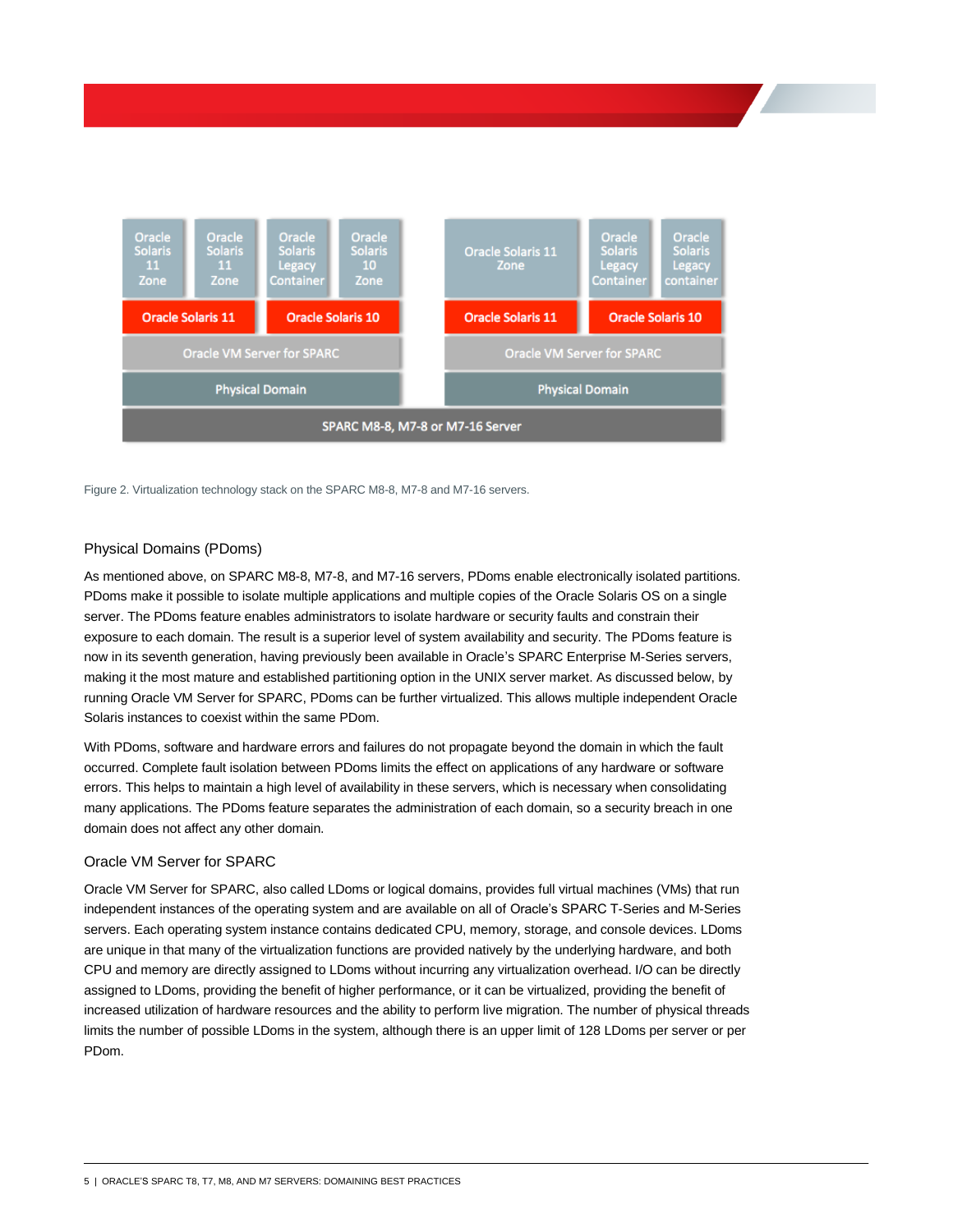Figure 2. Virtualization technology stack on the SPARC M8-8, M7-8 and M7-16 servers.

### Physical Domains (PDoms)

As mentioned above, on SPARC M8-8, M7-8, and M7-16 servers, PDoms enable electronically isolated partitions. PDoms make it possible to isolate multiple applications and multiple copies of the Oracle Solaris OS on a single server. The PDoms feature enables administrators to isolate hardware or security faults and constrain their exposure to each domain. The result is a superior level of system availability and security. The PDoms feature is now in its seventh generation, having previously been available in Oracle's SPARC Enterprise M-Series servers, making it the most mature and established partitioning option in the UNIX server market. As discussed below, by running Oracle VM Server for SPARC, PDoms can be further virtualized. This allows multiple independent Oracle Solaris instances to coexist within the same PDom.

With PDoms, software and hardware errors and failures do not propagate beyond the domain in which the fault occurred. Complete fault isolation between PDoms limits the effect on applications of any hardware or software errors. This helps to maintain a high level of availability in these servers, which is necessary when consolidating many applications. The PDoms feature separates the administration of each domain, so a security breach in one domain does not affect any other domain.

### Oracle VM Server for SPARC

Oracle VM Server for SPARC, also called LDoms or logical domains, provides full virtual machines (VMs) that run independent instances of the operating system and are available on all of Oracle's SPARC T-Series and M-Series servers. Each operating system instance contains dedicated CPU, memory, storage, and console devices. LDoms are unique in that many of the virtualization functions are provided natively by the underlying hardware, and both CPU and memory are directly assigned to LDoms without incurring any virtualization overhead. I/O can be directly assigned to LDoms, providing the benefit of higher performance, or it can be virtualized, providing the benefit of increased utilization of hardware resources and the ability to perform live migration. The number of physical threads limits the number of possible LDoms in the system, although there is an upper limit of 128 LDoms per server or per PDom.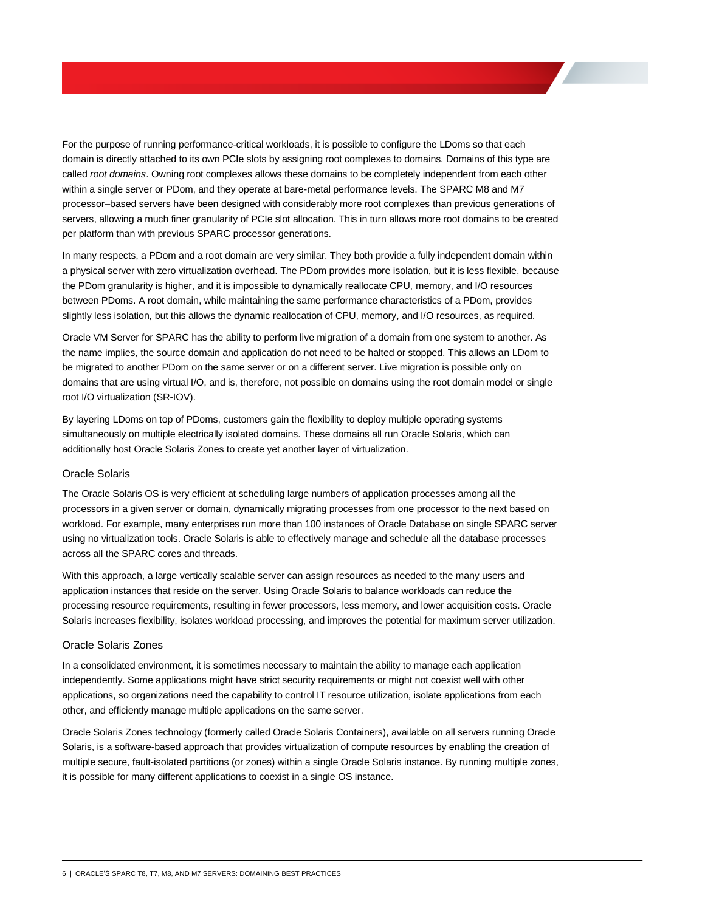For the purpose of running performance-critical workloads, it is possible to configure the LDoms so that each domain is directly attached to its own PCIe slots by assigning root complexes to domains. Domains of this type are called *root domains*. Owning root complexes allows these domains to be completely independent from each other within a single server or PDom, and they operate at bare-metal performance levels. The SPARC M8 and M7 processor–based servers have been designed with considerably more root complexes than previous generations of servers, allowing a much finer granularity of PCIe slot allocation. This in turn allows more root domains to be created per platform than with previous SPARC processor generations.

In many respects, a PDom and a root domain are very similar. They both provide a fully independent domain within a physical server with zero virtualization overhead. The PDom provides more isolation, but it is less flexible, because the PDom granularity is higher, and it is impossible to dynamically reallocate CPU, memory, and I/O resources between PDoms. A root domain, while maintaining the same performance characteristics of a PDom, provides slightly less isolation, but this allows the dynamic reallocation of CPU, memory, and I/O resources, as required.

Oracle VM Server for SPARC has the ability to perform live migration of a domain from one system to another. As the name implies, the source domain and application do not need to be halted or stopped. This allows an LDom to be migrated to another PDom on the same server or on a different server. Live migration is possible only on domains that are using virtual I/O, and is, therefore, not possible on domains using the root domain model or single root I/O virtualization (SR-IOV).

By layering LDoms on top of PDoms, customers gain the flexibility to deploy multiple operating systems simultaneously on multiple electrically isolated domains. These domains all run Oracle Solaris, which can additionally host Oracle Solaris Zones to create yet another layer of virtualization.

### Oracle Solaris

The Oracle Solaris OS is very efficient at scheduling large numbers of application processes among all the processors in a given server or domain, dynamically migrating processes from one processor to the next based on workload. For example, many enterprises run more than 100 instances of Oracle Database on single SPARC server using no virtualization tools. Oracle Solaris is able to effectively manage and schedule all the database processes across all the SPARC cores and threads.

With this approach, a large vertically scalable server can assign resources as needed to the many users and application instances that reside on the server. Using Oracle Solaris to balance workloads can reduce the processing resource requirements, resulting in fewer processors, less memory, and lower acquisition costs. Oracle Solaris increases flexibility, isolates workload processing, and improves the potential for maximum server utilization.

### Oracle Solaris Zones

In a consolidated environment, it is sometimes necessary to maintain the ability to manage each application independently. Some applications might have strict security requirements or might not coexist well with other applications, so organizations need the capability to control IT resource utilization, isolate applications from each other, and efficiently manage multiple applications on the same server.

Oracle Solaris Zones technology (formerly called Oracle Solaris Containers), available on all servers running Oracle Solaris, is a software-based approach that provides virtualization of compute resources by enabling the creation of multiple secure, fault-isolated partitions (or zones) within a single Oracle Solaris instance. By running multiple zones, it is possible for many different applications to coexist in a single OS instance.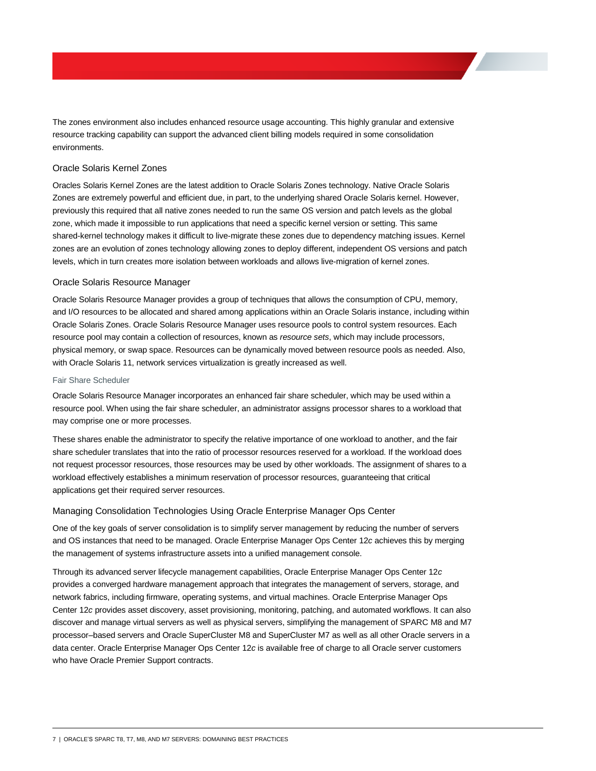The zones environment also includes enhanced resource usage accounting. This highly granular and extensive resource tracking capability can support the advanced client billing models required in some consolidation environments.

### Oracle Solaris Kernel Zones

Oracles Solaris Kernel Zones are the latest addition to Oracle Solaris Zones technology. Native Oracle Solaris Zones are extremely powerful and efficient due, in part, to the underlying shared Oracle Solaris kernel. However, previously this required that all native zones needed to run the same OS version and patch levels as the global zone, which made it impossible to run applications that need a specific kernel version or setting. This same shared-kernel technology makes it difficult to live-migrate these zones due to dependency matching issues. Kernel zones are an evolution of zones technology allowing zones to deploy different, independent OS versions and patch levels, which in turn creates more isolation between workloads and allows live-migration of kernel zones.

### Oracle Solaris Resource Manager

Oracle Solaris Resource Manager provides a group of techniques that allows the consumption of CPU, memory, and I/O resources to be allocated and shared among applications within an Oracle Solaris instance, including within Oracle Solaris Zones. Oracle Solaris Resource Manager uses resource pools to control system resources. Each resource pool may contain a collection of resources, known as *resource sets*, which may include processors, physical memory, or swap space. Resources can be dynamically moved between resource pools as needed. Also, with Oracle Solaris 11, network services virtualization is greatly increased as well.

#### Fair Share Scheduler

Oracle Solaris Resource Manager incorporates an enhanced fair share scheduler, which may be used within a resource pool. When using the fair share scheduler, an administrator assigns processor shares to a workload that may comprise one or more processes.

These shares enable the administrator to specify the relative importance of one workload to another, and the fair share scheduler translates that into the ratio of processor resources reserved for a workload. If the workload does not request processor resources, those resources may be used by other workloads. The assignment of shares to a workload effectively establishes a minimum reservation of processor resources, guaranteeing that critical applications get their required server resources.

### Managing Consolidation Technologies Using Oracle Enterprise Manager Ops Center

One of the key goals of server consolidation is to simplify server management by reducing the number of servers and OS instances that need to be managed. Oracle Enterprise Manager Ops Center 12*c* achieves this by merging the management of systems infrastructure assets into a unified management console.

Through its advanced server lifecycle management capabilities, Oracle Enterprise Manager Ops Center 12*c* provides a converged hardware management approach that integrates the management of servers, storage, and network fabrics, including firmware, operating systems, and virtual machines. Oracle Enterprise Manager Ops Center 12*c* provides asset discovery, asset provisioning, monitoring, patching, and automated workflows. It can also discover and manage virtual servers as well as physical servers, simplifying the management of SPARC M8 and M7 processor–based servers and Oracle SuperCluster M8 and SuperCluster M7 as well as all other Oracle servers in a data center. Oracle Enterprise Manager Ops Center 12*c* is available free of charge to all Oracle server customers who have Oracle Premier Support contracts.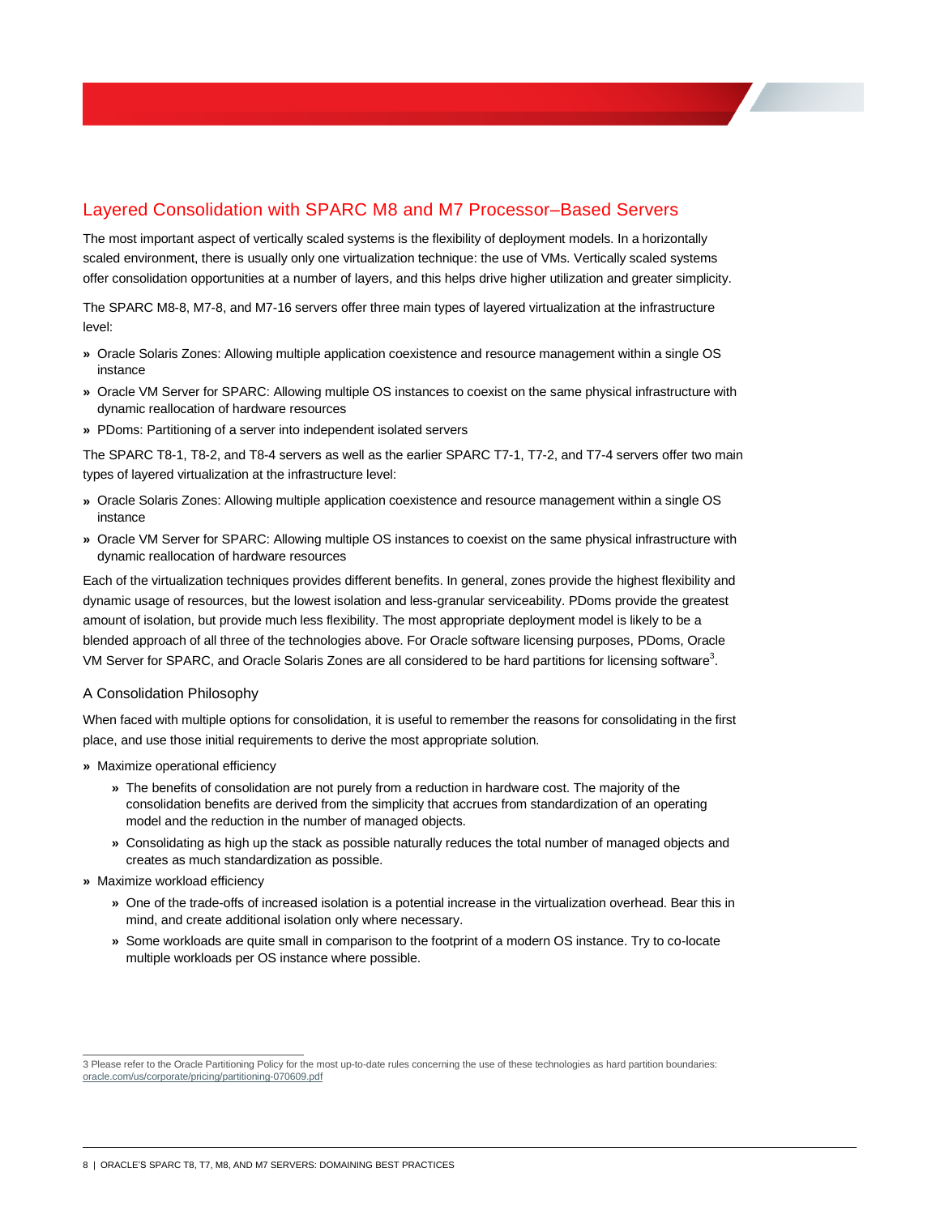## Layered Consolidation with SPARC M8 and M7 Processor–Based Servers

The most important aspect of vertically scaled systems is the flexibility of deployment models. In a horizontally scaled environment, there is usually only one virtualization technique: the use of VMs. Vertically scaled systems offer consolidation opportunities at a number of layers, and this helps drive higher utilization and greater simplicity.

The SPARC M8-8, M7-8, and M7-16 servers offer three main types of layered virtualization at the infrastructure level:

- Oracle Solaris Zones: Allowing multiple application coexistence and resource management within a single OS instance
- Oracle VM Server for SPARC: Allowing multiple OS instances to coexist on the same physical infrastructure with dynamic reallocation of hardware resources
- PDoms: Partitioning of a server into independent isolated servers

The SPARC T8-1, T8-2, and T8-4 servers as well as the earlier SPARC T7-1, T7-2, and T7-4 servers offer two main types of layered virtualization at the infrastructure level:

- Oracle Solaris Zones: Allowing multiple application coexistence and resource management within a single OS instance
- Oracle VM Server for SPARC: Allowing multiple OS instances to coexist on the same physical infrastructure with dynamic reallocation of hardware resources

Each of the virtualization techniques provides different benefits. In general, zones provide the highest flexibility and dynamic usage of resources, but the lowest isolation and less-granular serviceability. PDoms provide the greatest amount of isolation, but provide much less flexibility. The most appropriate deployment model is likely to be a blended approach of all three of the technologies above. For Oracle software licensing purposes, PDoms, Oracle VM Server for SPARC, and Oracle Solaris Zones are all considered to be hard partitions for licensing software[3].

### A Consolidation Philosophy

When faced with multiple options for consolidation, it is useful to remember the reasons for consolidating in the first place, and use those initial requirements to derive the most appropriate solution.

- Maximize operational efficiency
  - The benefits of consolidation are not purely from a reduction in hardware cost. The majority of the consolidation benefits are derived from the simplicity that accrues from standardization of an operating model and the reduction in the number of managed objects.
  - Consolidating as high up the stack as possible naturally reduces the total number of managed objects and creates as much standardization as possible.
- Maximize workload efficiency
  - One of the trade-offs of increased isolation is a potential increase in the virtualization overhead. Bear this in mind, and create additional isolation only where necessary.
  - Some workloads are quite small in comparison to the footprint of a modern OS instance. Try to co-locate multiple workloads per OS instance where possible.

---

3 Please refer to the Oracle Partitioning Policy for the most up-to-date rules concerning the use of these technologies as hard partition boundaries: oracle.com/us/corporate/pricing/partitioning-070609.pdf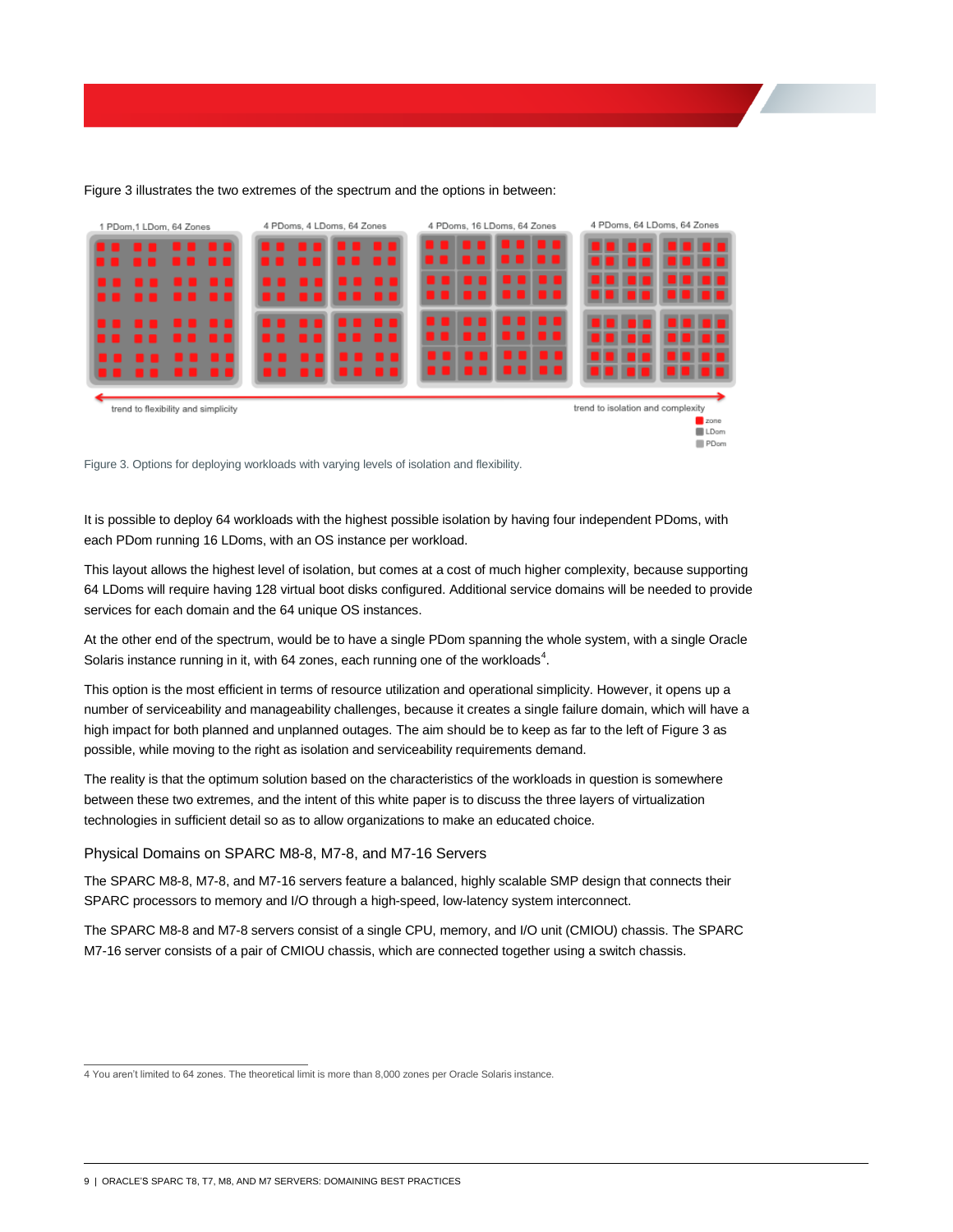Figure 3 illustrates the two extremes of the spectrum and the options in between:

Figure 3. Options for deploying workloads with varying levels of isolation and flexibility.

It is possible to deploy 64 workloads with the highest possible isolation by having four independent PDoms, with each PDom running 16 LDoms, with an OS instance per workload.

This layout allows the highest level of isolation, but comes at a cost of much higher complexity, because supporting 64 LDoms will require having 128 virtual boot disks configured. Additional service domains will be needed to provide services for each domain and the 64 unique OS instances.

At the other end of the spectrum, would be to have a single PDom spanning the whole system, with a single Oracle Solaris instance running in it, with 64 zones, each running one of the workloads[4].

This option is the most efficient in terms of resource utilization and operational simplicity. However, it opens up a number of serviceability and manageability challenges, because it creates a single failure domain, which will have a high impact for both planned and unplanned outages. The aim should be to keep as far to the left of Figure 3 as possible, while moving to the right as isolation and serviceability requirements demand.

The reality is that the optimum solution based on the characteristics of the workloads in question is somewhere between these two extremes, and the intent of this white paper is to discuss the three layers of virtualization technologies in sufficient detail so as to allow organizations to make an educated choice.

## Physical Domains on SPARC M8-8, M7-8, and M7-16 Servers

The SPARC M8-8, M7-8, and M7-16 servers feature a balanced, highly scalable SMP design that connects their SPARC processors to memory and I/O through a high-speed, low-latency system interconnect.

The SPARC M8-8 and M7-8 servers consist of a single CPU, memory, and I/O unit (CMIOU) chassis. The SPARC M7-16 server consists of a pair of CMIOU chassis, which are connected together using a switch chassis.

4 You aren't limited to 64 zones. The theoretical limit is more than 8,000 zones per Oracle Solaris instance.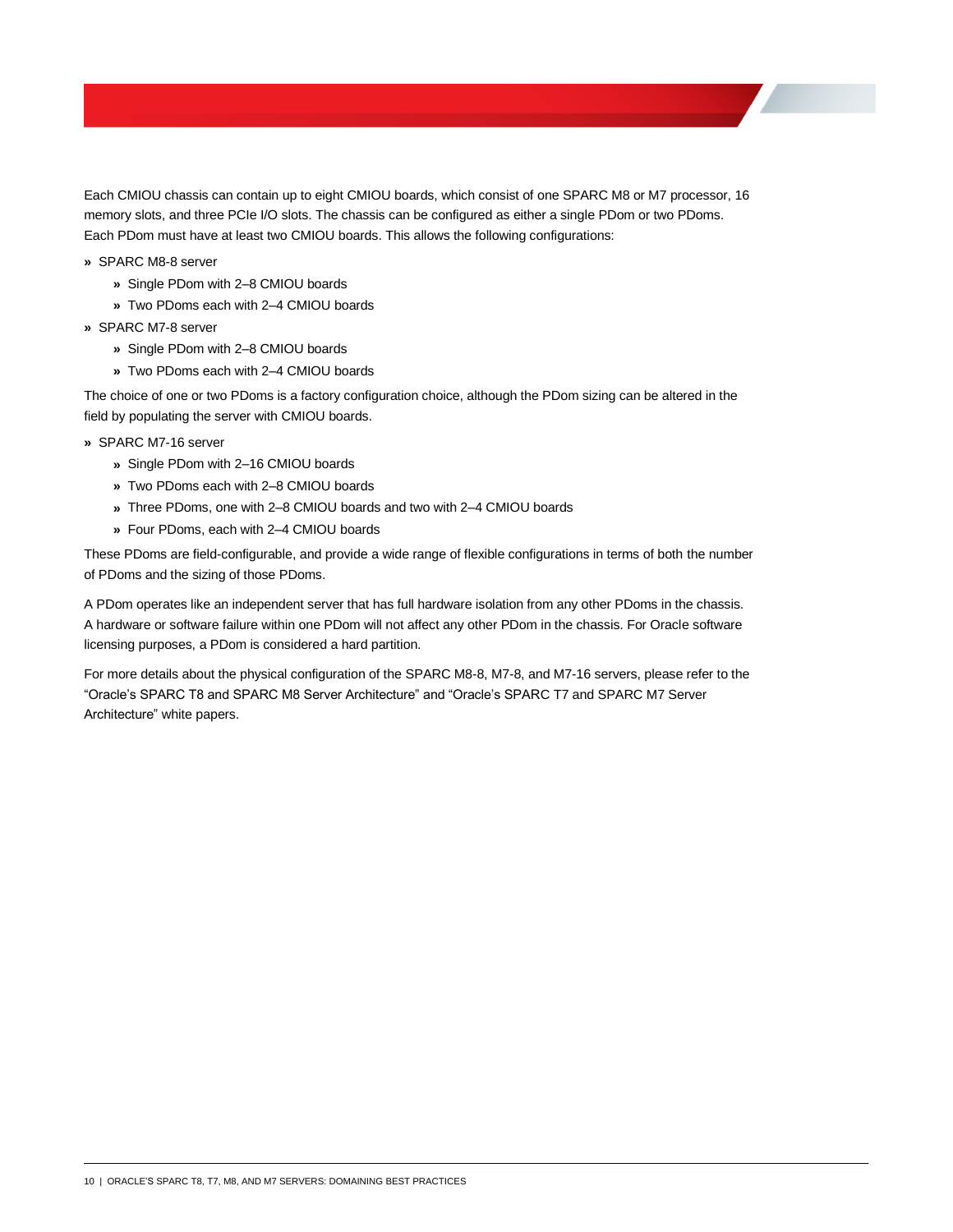Each CMIOU chassis can contain up to eight CMIOU boards, which consist of one SPARC M8 or M7 processor, 16 memory slots, and three PCIe I/O slots. The chassis can be configured as either a single PDom or two PDoms. Each PDom must have at least two CMIOU boards. This allows the following configurations:

- SPARC M8-8 server
  - Single PDom with 2–8 CMIOU boards
  - Two PDoms each with 2–4 CMIOU boards
- SPARC M7-8 server
  - Single PDom with 2–8 CMIOU boards
  - Two PDoms each with 2–4 CMIOU boards

The choice of one or two PDoms is a factory configuration choice, although the PDom sizing can be altered in the field by populating the server with CMIOU boards.

- SPARC M7-16 server
  - Single PDom with 2–16 CMIOU boards
  - Two PDoms each with 2–8 CMIOU boards
  - Three PDoms, one with 2–8 CMIOU boards and two with 2–4 CMIOU boards
  - Four PDoms, each with 2–4 CMIOU boards

These PDoms are field-configurable, and provide a wide range of flexible configurations in terms of both the number of PDoms and the sizing of those PDoms.

A PDom operates like an independent server that has full hardware isolation from any other PDoms in the chassis. A hardware or software failure within one PDom will not affect any other PDom in the chassis. For Oracle software licensing purposes, a PDom is considered a hard partition.

For more details about the physical configuration of the SPARC M8-8, M7-8, and M7-16 servers, please refer to the "Oracle's SPARC T8 and SPARC M8 Server Architecture" and "Oracle's SPARC T7 and SPARC M7 Server Architecture" white papers.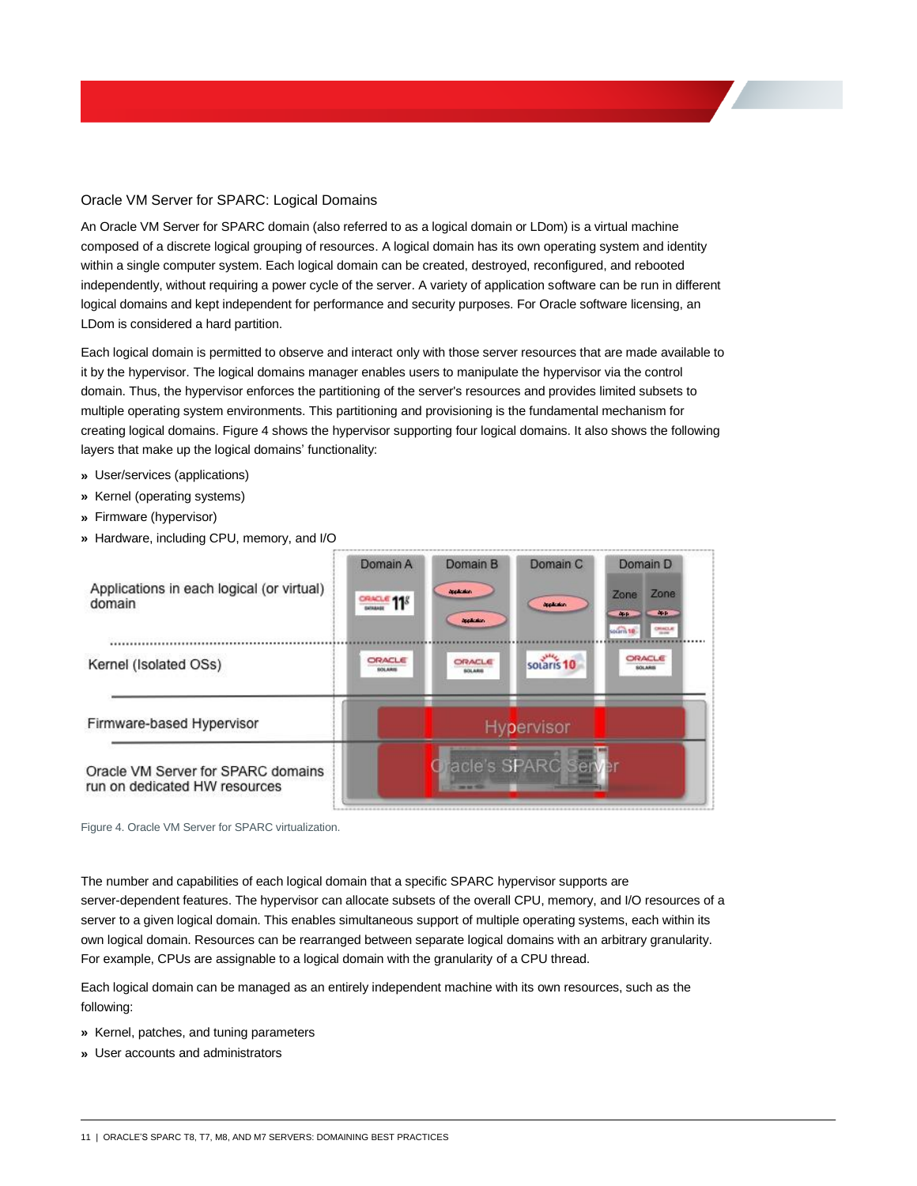## Oracle VM Server for SPARC: Logical Domains

An Oracle VM Server for SPARC domain (also referred to as a logical domain or LDom) is a virtual machine composed of a discrete logical grouping of resources. A logical domain has its own operating system and identity within a single computer system. Each logical domain can be created, destroyed, reconfigured, and rebooted independently, without requiring a power cycle of the server. A variety of application software can be run in different logical domains and kept independent for performance and security purposes. For Oracle software licensing, an LDom is considered a hard partition.

Each logical domain is permitted to observe and interact only with those server resources that are made available to it by the hypervisor. The logical domains manager enables users to manipulate the hypervisor via the control domain. Thus, the hypervisor enforces the partitioning of the server's resources and provides limited subsets to multiple operating system environments. This partitioning and provisioning is the fundamental mechanism for creating logical domains. Figure 4 shows the hypervisor supporting four logical domains. It also shows the following layers that make up the logical domains' functionality:

- User/services (applications)
- Kernel (operating systems)
- Firmware (hypervisor)
- Hardware, including CPU, memory, and I/O

Figure 4. Oracle VM Server for SPARC virtualization.

The number and capabilities of each logical domain that a specific SPARC hypervisor supports are server-dependent features. The hypervisor can allocate subsets of the overall CPU, memory, and I/O resources of a server to a given logical domain. This enables simultaneous support of multiple operating systems, each within its own logical domain. Resources can be rearranged between separate logical domains with an arbitrary granularity. For example, CPUs are assignable to a logical domain with the granularity of a CPU thread.

Each logical domain can be managed as an entirely independent machine with its own resources, such as the following:

- Kernel, patches, and tuning parameters
- User accounts and administrators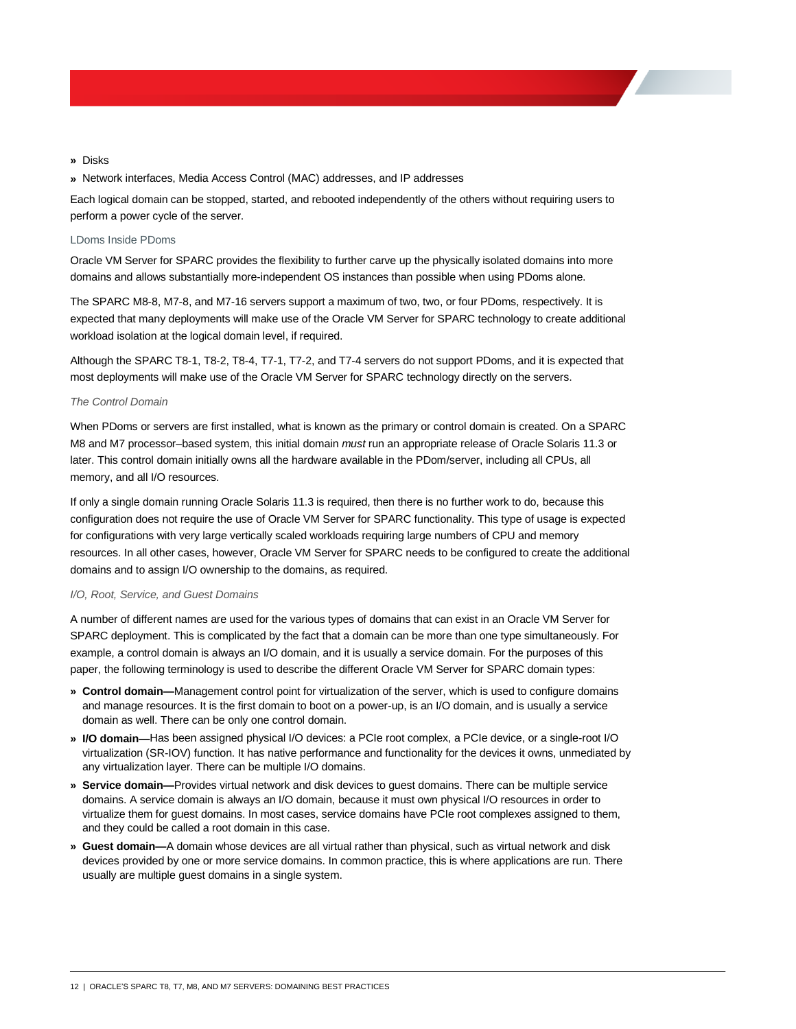- Disks
- Network interfaces, Media Access Control (MAC) addresses, and IP addresses

Each logical domain can be stopped, started, and rebooted independently of the others without requiring users to perform a power cycle of the server.

### LDoms Inside PDoms

Oracle VM Server for SPARC provides the flexibility to further carve up the physically isolated domains into more domains and allows substantially more-independent OS instances than possible when using PDoms alone.

The SPARC M8-8, M7-8, and M7-16 servers support a maximum of two, two, or four PDoms, respectively. It is expected that many deployments will make use of the Oracle VM Server for SPARC technology to create additional workload isolation at the logical domain level, if required.

Although the SPARC T8-1, T8-2, T8-4, T7-1, T7-2, and T7-4 servers do not support PDoms, and it is expected that most deployments will make use of the Oracle VM Server for SPARC technology directly on the servers.

#### *The Control Domain*

When PDoms or servers are first installed, what is known as the primary or control domain is created. On a SPARC M8 and M7 processor–based system, this initial domain *must* run an appropriate release of Oracle Solaris 11.3 or later. This control domain initially owns all the hardware available in the PDom/server, including all CPUs, all memory, and all I/O resources.

If only a single domain running Oracle Solaris 11.3 is required, then there is no further work to do, because this configuration does not require the use of Oracle VM Server for SPARC functionality. This type of usage is expected for configurations with very large vertically scaled workloads requiring large numbers of CPU and memory resources. In all other cases, however, Oracle VM Server for SPARC needs to be configured to create the additional domains and to assign I/O ownership to the domains, as required.

#### *I/O, Root, Service, and Guest Domains*

A number of different names are used for the various types of domains that can exist in an Oracle VM Server for SPARC deployment. This is complicated by the fact that a domain can be more than one type simultaneously. For example, a control domain is always an I/O domain, and it is usually a service domain. For the purposes of this paper, the following terminology is used to describe the different Oracle VM Server for SPARC domain types:

- **Control domain—**Management control point for virtualization of the server, which is used to configure domains and manage resources. It is the first domain to boot on a power-up, is an I/O domain, and is usually a service domain as well. There can be only one control domain.
- **I/O domain—**Has been assigned physical I/O devices: a PCIe root complex, a PCIe device, or a single-root I/O virtualization (SR-IOV) function. It has native performance and functionality for the devices it owns, unmediated by any virtualization layer. There can be multiple I/O domains.
- **Service domain—**Provides virtual network and disk devices to guest domains. There can be multiple service domains. A service domain is always an I/O domain, because it must own physical I/O resources in order to virtualize them for guest domains. In most cases, service domains have PCIe root complexes assigned to them, and they could be called a root domain in this case.
- **Guest domain—**A domain whose devices are all virtual rather than physical, such as virtual network and disk devices provided by one or more service domains. In common practice, this is where applications are run. There usually are multiple guest domains in a single system.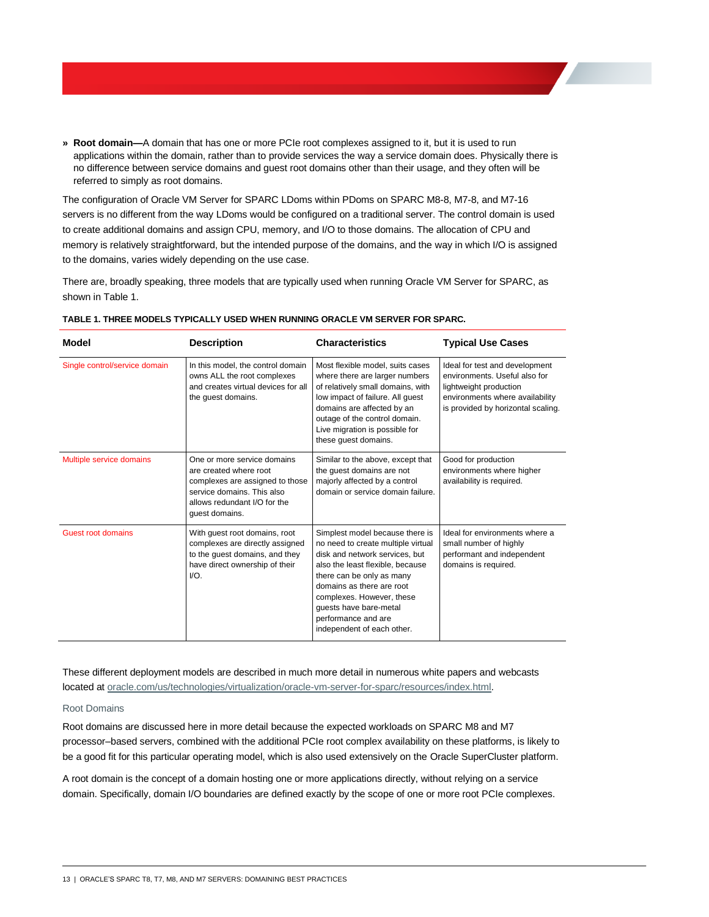» **Root domain—**A domain that has one or more PCIe root complexes assigned to it, but it is used to run applications within the domain, rather than to provide services the way a service domain does. Physically there is no difference between service domains and guest root domains other than their usage, and they often will be referred to simply as root domains.

The configuration of Oracle VM Server for SPARC LDoms within PDoms on SPARC M8-8, M7-8, and M7-16 servers is no different from the way LDoms would be configured on a traditional server. The control domain is used to create additional domains and assign CPU, memory, and I/O to those domains. The allocation of CPU and memory is relatively straightforward, but the intended purpose of the domains, and the way in which I/O is assigned to the domains, varies widely depending on the use case.

There are, broadly speaking, three models that are typically used when running Oracle VM Server for SPARC, as shown in Table 1.

**TABLE 1. THREE MODELS TYPICALLY USED WHEN RUNNING ORACLE VM SERVER FOR SPARC.**

| Model | Description | Characteristics | Typical Use Cases |
|---|---|---|---|
| Single control/service domain | In this model, the control domain owns ALL the root complexes and creates virtual devices for all the guest domains. | Most flexible model, suits cases where there are larger numbers of relatively small domains, with low impact of failure. All guest domains are affected by an outage of the control domain. Live migration is possible for these guest domains. | Ideal for test and development environments. Useful also for lightweight production environments where availability is provided by horizontal scaling. |
| Multiple service domains | One or more service domains are created where root complexes are assigned to those service domains. This also allows redundant I/O for the guest domains. | Similar to the above, except that the guest domains are not majorly affected by a control domain or service domain failure. | Good for production environments where higher availability is required. |
| Guest root domains | With guest root domains, root complexes are directly assigned to the guest domains, and they have direct ownership of their I/O. | Simplest model because there is no need to create multiple virtual disk and network services, but also the least flexible, because there can be only as many domains as there are root complexes. However, these guests have bare-metal performance and are independent of each other. | Ideal for environments where a small number of highly performant and independent domains is required. |

These different deployment models are described in much more detail in numerous white papers and webcasts located at oracle.com/us/technologies/virtualization/oracle-vm-server-for-sparc/resources/index.html.

### Root Domains

Root domains are discussed here in more detail because the expected workloads on SPARC M8 and M7 processor–based servers, combined with the additional PCIe root complex availability on these platforms, is likely to be a good fit for this particular operating model, which is also used extensively on the Oracle SuperCluster platform.

A root domain is the concept of a domain hosting one or more applications directly, without relying on a service domain. Specifically, domain I/O boundaries are defined exactly by the scope of one or more root PCIe complexes.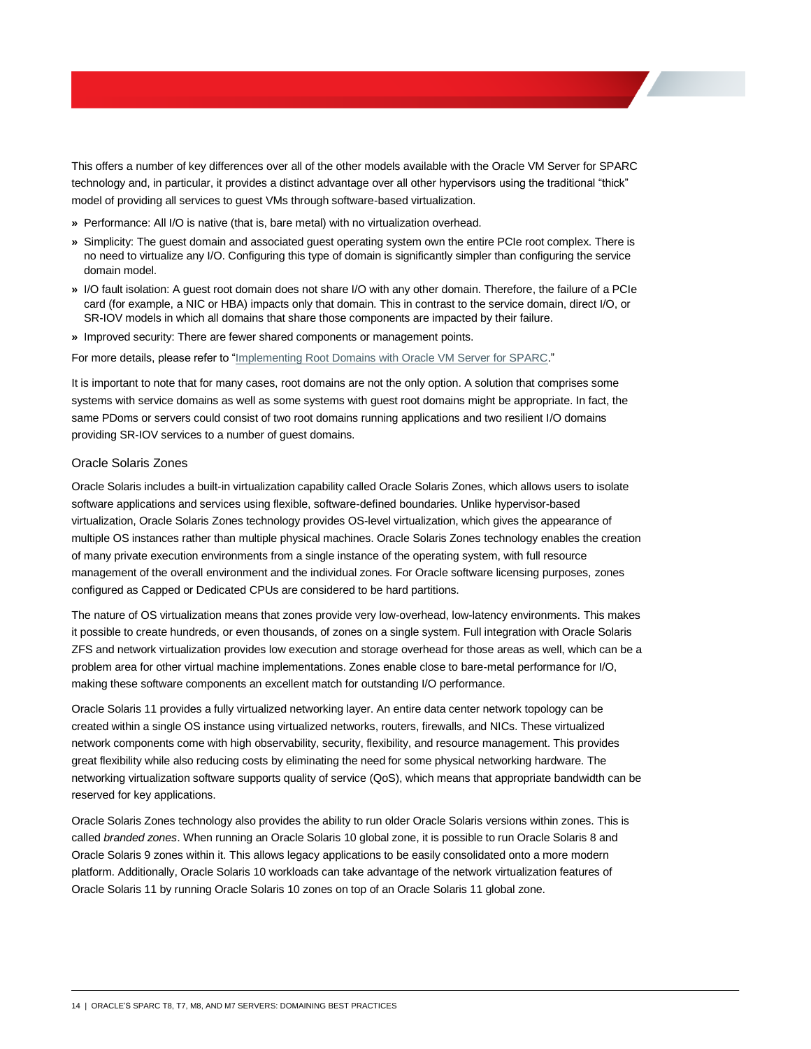This offers a number of key differences over all of the other models available with the Oracle VM Server for SPARC technology and, in particular, it provides a distinct advantage over all other hypervisors using the traditional "thick" model of providing all services to guest VMs through software-based virtualization.

- Performance: All I/O is native (that is, bare metal) with no virtualization overhead.
- Simplicity: The guest domain and associated guest operating system own the entire PCIe root complex. There is no need to virtualize any I/O. Configuring this type of domain is significantly simpler than configuring the service domain model.
- I/O fault isolation: A guest root domain does not share I/O with any other domain. Therefore, the failure of a PCIe card (for example, a NIC or HBA) impacts only that domain. This in contrast to the service domain, direct I/O, or SR-IOV models in which all domains that share those components are impacted by their failure.
- Improved security: There are fewer shared components or management points.

For more details, please refer to "Implementing Root Domains with Oracle VM Server for SPARC."

It is important to note that for many cases, root domains are not the only option. A solution that comprises some systems with service domains as well as some systems with guest root domains might be appropriate. In fact, the same PDoms or servers could consist of two root domains running applications and two resilient I/O domains providing SR-IOV services to a number of guest domains.

### Oracle Solaris Zones

Oracle Solaris includes a built-in virtualization capability called Oracle Solaris Zones, which allows users to isolate software applications and services using flexible, software-defined boundaries. Unlike hypervisor-based virtualization, Oracle Solaris Zones technology provides OS-level virtualization, which gives the appearance of multiple OS instances rather than multiple physical machines. Oracle Solaris Zones technology enables the creation of many private execution environments from a single instance of the operating system, with full resource management of the overall environment and the individual zones. For Oracle software licensing purposes, zones configured as Capped or Dedicated CPUs are considered to be hard partitions.

The nature of OS virtualization means that zones provide very low-overhead, low-latency environments. This makes it possible to create hundreds, or even thousands, of zones on a single system. Full integration with Oracle Solaris ZFS and network virtualization provides low execution and storage overhead for those areas as well, which can be a problem area for other virtual machine implementations. Zones enable close to bare-metal performance for I/O, making these software components an excellent match for outstanding I/O performance.

Oracle Solaris 11 provides a fully virtualized networking layer. An entire data center network topology can be created within a single OS instance using virtualized networks, routers, firewalls, and NICs. These virtualized network components come with high observability, security, flexibility, and resource management. This provides great flexibility while also reducing costs by eliminating the need for some physical networking hardware. The networking virtualization software supports quality of service (QoS), which means that appropriate bandwidth can be reserved for key applications.

Oracle Solaris Zones technology also provides the ability to run older Oracle Solaris versions within zones. This is called *branded zones*. When running an Oracle Solaris 10 global zone, it is possible to run Oracle Solaris 8 and Oracle Solaris 9 zones within it. This allows legacy applications to be easily consolidated onto a more modern platform. Additionally, Oracle Solaris 10 workloads can take advantage of the network virtualization features of Oracle Solaris 11 by running Oracle Solaris 10 zones on top of an Oracle Solaris 11 global zone.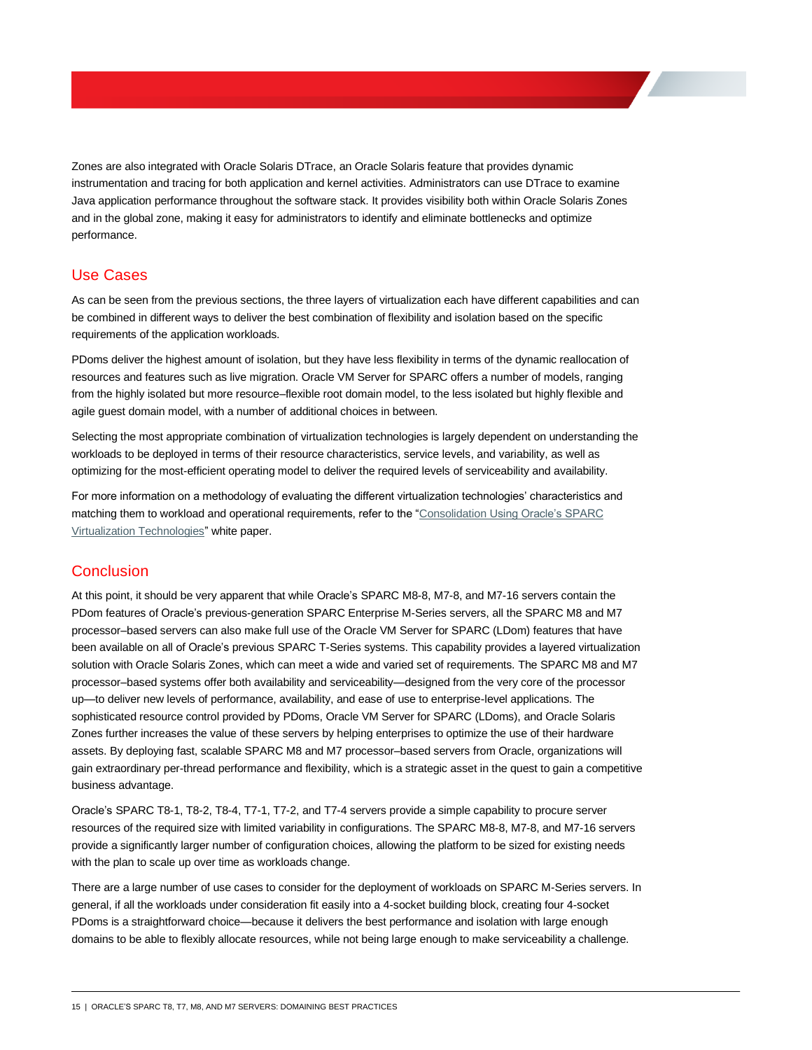Zones are also integrated with Oracle Solaris DTrace, an Oracle Solaris feature that provides dynamic instrumentation and tracing for both application and kernel activities. Administrators can use DTrace to examine Java application performance throughout the software stack. It provides visibility both within Oracle Solaris Zones and in the global zone, making it easy for administrators to identify and eliminate bottlenecks and optimize performance.

## Use Cases

As can be seen from the previous sections, the three layers of virtualization each have different capabilities and can be combined in different ways to deliver the best combination of flexibility and isolation based on the specific requirements of the application workloads.

PDoms deliver the highest amount of isolation, but they have less flexibility in terms of the dynamic reallocation of resources and features such as live migration. Oracle VM Server for SPARC offers a number of models, ranging from the highly isolated but more resource–flexible root domain model, to the less isolated but highly flexible and agile guest domain model, with a number of additional choices in between.

Selecting the most appropriate combination of virtualization technologies is largely dependent on understanding the workloads to be deployed in terms of their resource characteristics, service levels, and variability, as well as optimizing for the most-efficient operating model to deliver the required levels of serviceability and availability.

For more information on a methodology of evaluating the different virtualization technologies' characteristics and matching them to workload and operational requirements, refer to the "Consolidation Using Oracle's SPARC Virtualization Technologies" white paper.

## Conclusion

At this point, it should be very apparent that while Oracle's SPARC M8-8, M7-8, and M7-16 servers contain the PDom features of Oracle's previous-generation SPARC Enterprise M-Series servers, all the SPARC M8 and M7 processor–based servers can also make full use of the Oracle VM Server for SPARC (LDom) features that have been available on all of Oracle's previous SPARC T-Series systems. This capability provides a layered virtualization solution with Oracle Solaris Zones, which can meet a wide and varied set of requirements. The SPARC M8 and M7 processor–based systems offer both availability and serviceability—designed from the very core of the processor up—to deliver new levels of performance, availability, and ease of use to enterprise-level applications. The sophisticated resource control provided by PDoms, Oracle VM Server for SPARC (LDoms), and Oracle Solaris Zones further increases the value of these servers by helping enterprises to optimize the use of their hardware assets. By deploying fast, scalable SPARC M8 and M7 processor–based servers from Oracle, organizations will gain extraordinary per-thread performance and flexibility, which is a strategic asset in the quest to gain a competitive business advantage.

Oracle's SPARC T8-1, T8-2, T8-4, T7-1, T7-2, and T7-4 servers provide a simple capability to procure server resources of the required size with limited variability in configurations. The SPARC M8-8, M7-8, and M7-16 servers provide a significantly larger number of configuration choices, allowing the platform to be sized for existing needs with the plan to scale up over time as workloads change.

There are a large number of use cases to consider for the deployment of workloads on SPARC M-Series servers. In general, if all the workloads under consideration fit easily into a 4-socket building block, creating four 4-socket PDoms is a straightforward choice—because it delivers the best performance and isolation with large enough domains to be able to flexibly allocate resources, while not being large enough to make serviceability a challenge.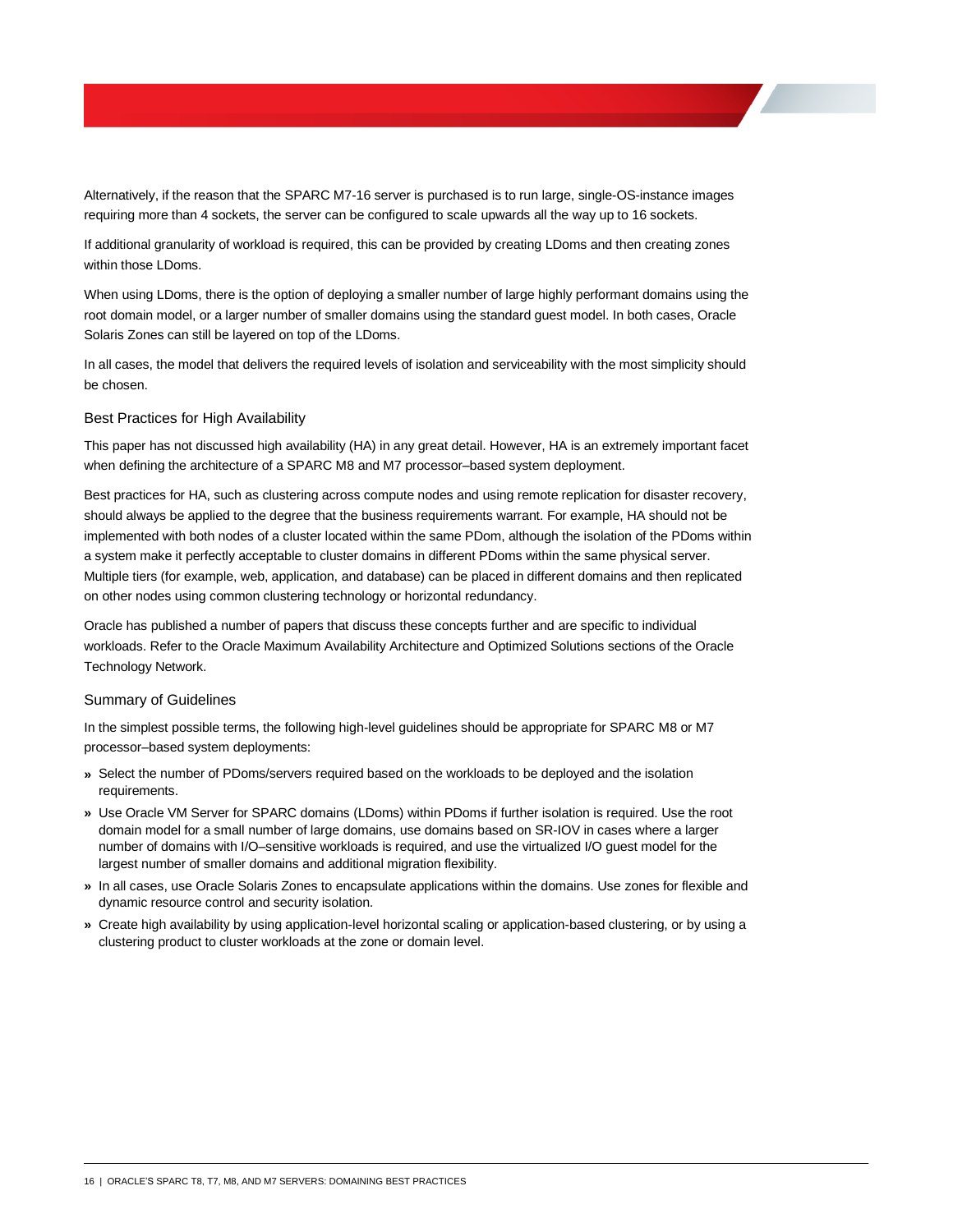Alternatively, if the reason that the SPARC M7-16 server is purchased is to run large, single-OS-instance images requiring more than 4 sockets, the server can be configured to scale upwards all the way up to 16 sockets.

If additional granularity of workload is required, this can be provided by creating LDoms and then creating zones within those LDoms.

When using LDoms, there is the option of deploying a smaller number of large highly performant domains using the root domain model, or a larger number of smaller domains using the standard guest model. In both cases, Oracle Solaris Zones can still be layered on top of the LDoms.

In all cases, the model that delivers the required levels of isolation and serviceability with the most simplicity should be chosen.

### Best Practices for High Availability

This paper has not discussed high availability (HA) in any great detail. However, HA is an extremely important facet when defining the architecture of a SPARC M8 and M7 processor–based system deployment.

Best practices for HA, such as clustering across compute nodes and using remote replication for disaster recovery, should always be applied to the degree that the business requirements warrant. For example, HA should not be implemented with both nodes of a cluster located within the same PDom, although the isolation of the PDoms within a system make it perfectly acceptable to cluster domains in different PDoms within the same physical server. Multiple tiers (for example, web, application, and database) can be placed in different domains and then replicated on other nodes using common clustering technology or horizontal redundancy.

Oracle has published a number of papers that discuss these concepts further and are specific to individual workloads. Refer to the Oracle Maximum Availability Architecture and Optimized Solutions sections of the Oracle Technology Network.

### Summary of Guidelines

In the simplest possible terms, the following high-level guidelines should be appropriate for SPARC M8 or M7 processor–based system deployments:

- Select the number of PDoms/servers required based on the workloads to be deployed and the isolation requirements.
- Use Oracle VM Server for SPARC domains (LDoms) within PDoms if further isolation is required. Use the root domain model for a small number of large domains, use domains based on SR-IOV in cases where a larger number of domains with I/O–sensitive workloads is required, and use the virtualized I/O guest model for the largest number of smaller domains and additional migration flexibility.
- In all cases, use Oracle Solaris Zones to encapsulate applications within the domains. Use zones for flexible and dynamic resource control and security isolation.
- Create high availability by using application-level horizontal scaling or application-based clustering, or by using a clustering product to cluster workloads at the zone or domain level.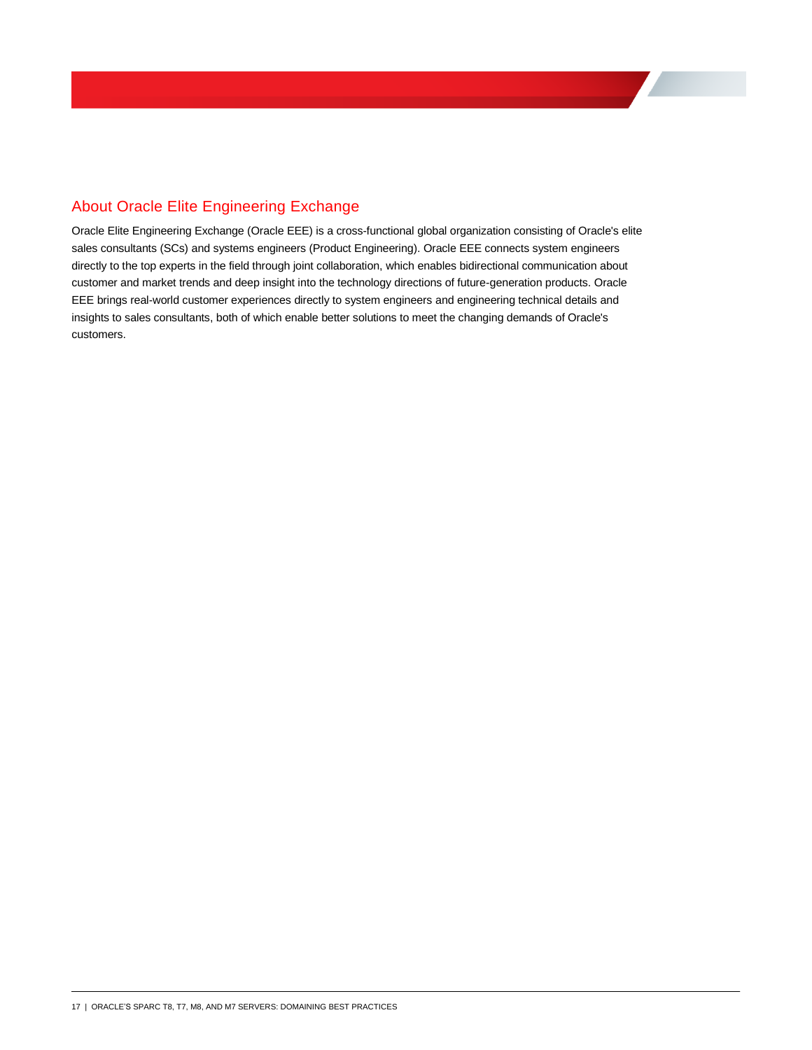## About Oracle Elite Engineering Exchange

Oracle Elite Engineering Exchange (Oracle EEE) is a cross-functional global organization consisting of Oracle's elite sales consultants (SCs) and systems engineers (Product Engineering). Oracle EEE connects system engineers directly to the top experts in the field through joint collaboration, which enables bidirectional communication about customer and market trends and deep insight into the technology directions of future-generation products. Oracle EEE brings real-world customer experiences directly to system engineers and engineering technical details and insights to sales consultants, both of which enable better solutions to meet the changing demands of Oracle's customers.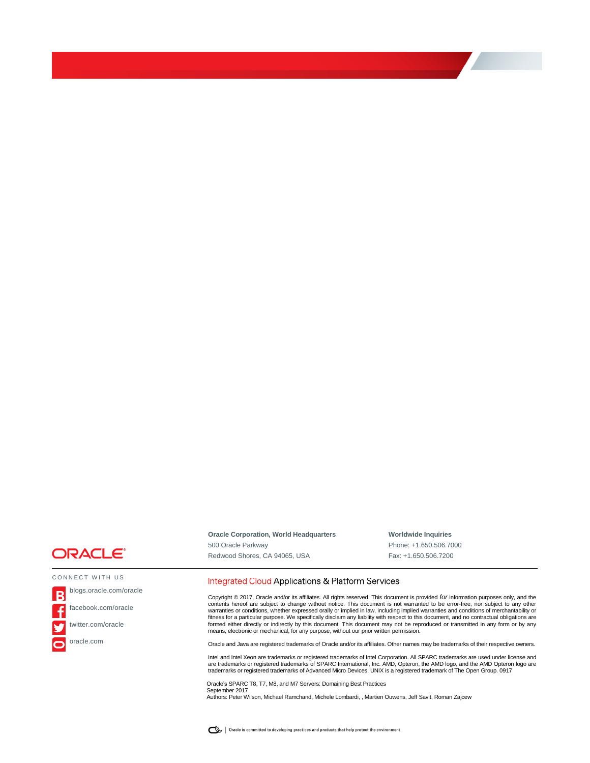ORACLE

**Oracle Corporation, World Headquarters**
500 Oracle Parkway
Redwood Shores, CA 94065, USA

**Worldwide Inquiries**
Phone: +1.650.506.7000
Fax: +1.650.506.7200

CONNECT WITH US

- blogs.oracle.com/oracle
- facebook.com/oracle
- twitter.com/oracle
- oracle.com

Integrated Cloud Applications & Platform Services

Copyright © 2017, Oracle and/or its affiliates. All rights reserved. This document is provided *for* information purposes only, and the contents hereof are subject to change without notice. This document is not warranted to be error-free, nor subject to any other warranties or conditions, whether expressed orally or implied in law, including implied warranties and conditions of merchantability or fitness for a particular purpose. We specifically disclaim any liability with respect to this document, and no contractual obligations are formed either directly or indirectly by this document. This document may not be reproduced or transmitted in any form or by any means, electronic or mechanical, for any purpose, without our prior written permission.

Oracle and Java are registered trademarks of Oracle and/or its affiliates. Other names may be trademarks of their respective owners.

Intel and Intel Xeon are trademarks or registered trademarks of Intel Corporation. All SPARC trademarks are used under license and are trademarks or registered trademarks of SPARC International, Inc. AMD, Opteron, the AMD logo, and the AMD Opteron logo are trademarks or registered trademarks of Advanced Micro Devices. UNIX is a registered trademark of The Open Group. 0917

Oracle's SPARC T8, T7, M8, and M7 Servers: Domaining Best Practices
September 2017
Authors: Peter Wilson, Michael Ramchand, Michele Lombardi, , Martien Ouwens, Jeff Savit, Roman Zajcew

Oracle is committed to developing practices and products that help protect the environment